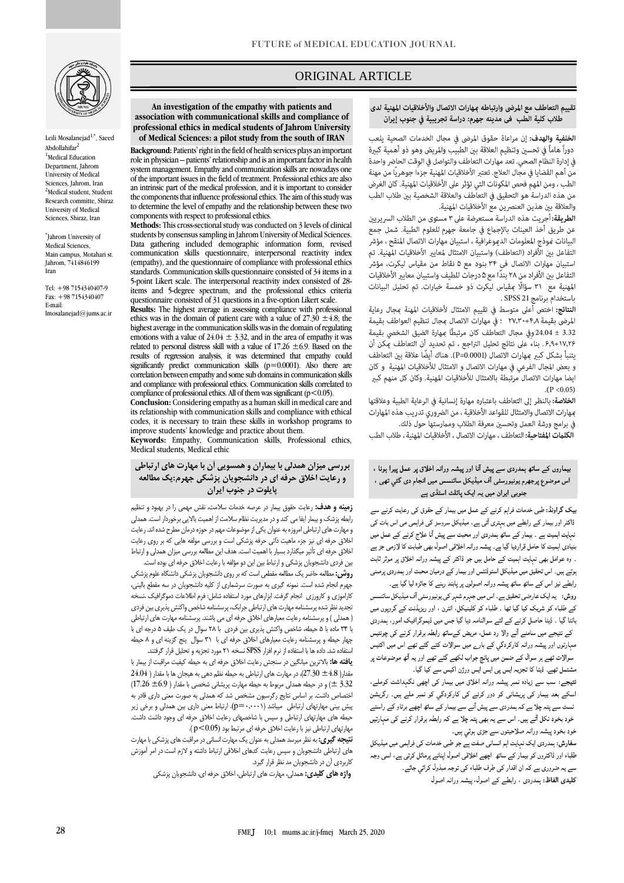# ORIGINAL ARTICLE

## An investigation of the empathy with patients and association with communicational skills and compliance of professional ethics in medical students of Jahrom University of Medical Sciences: a pilot study from the south of IRAN

Leili Mosalanejad[1,*], Saeed Abdollahifar[2]

[1]Medical Education Department, Jahrom University of Medical Sciences, Jahrom, Iran

[2]Medical student, Student Research committe, Shiraz University of Medical Sciences, Shiraz, Iran

*Jahrom University of Medical Sciences, Main campus, Motahari st. Jahrom, 7414846199 Iran

Tel: +98 7154340407-9
Fax: +98 7154340407
E-mail: lmosalanejad@jums.ac.ir

**Background:** Patients' right in the field of health services plays an important role in physician – patients' relationship and is an important factor in health system management. Empathy and communication skills are nowadays one of the important issues in the field of treatment. Professional ethics are also an intrinsic part of the medical profession, and it is important to consider the components that influence professional ethics. The aim of this study was to determine the level of empathy and the relationship between these two components with respect to professional ethics.

**Methods:** This cross-sectional study was conducted on 3 levels of clinical students by consensus sampling in Jahrom University of Medical Sciences. Data gathering included demographic information form, revised communication skills questionnaire, interpersonal reactivity index (empathy), and the questionnaire of compliance with professional ethics standards. Communication skills questionnaire consisted of 34 items in a 5-point Likert scale. The interpersonal reactivity index consisted of 28-items and 5-degree spectrum, and the professional ethics criteria questionnaire consisted of 31 questions in a five-option Likert scale.

**Results:** The highest average in assessing compliance with professional ethics was in the domain of patient care with a value of 27.30 ±4.8; the highest average in the communication skills was in the domain of regulating emotions with a value of 24.04 ± 3.32, and in the area of empathy it was related to personal distress skill with a value of 17.26 ±6.9. Based on the results of regression analysis, it was determined that empathy could significantly predict communication skills (p=0.0001). Also there are correlation between empathy and some sub domains in communication skills and compliance with professional ethics. Communication skills correlated to compliance of professional ethics. All of them was significant (p<0.05).

**Conclusion:** Considering empathy as a human skill in medical care and its relationship with communication skills and compliance with ethical codes, it is necessary to train these skills in workshop programs to improve students' knowledge and practice about them.

**Keywords:** Empathy, Communication skills, Professional ethics, Medical students, Medical ethic

## تقييم التعاطف مع المرضى وارتباطه بمهارات الاتصال والأخلاقيات المهنية لدى طلاب كلية الطب في مدينه جهرم: دراسة تجريبية في جنوب إيران

**الخلفية والهدف:** إن مراعاة حقوق المرضى في مجال الخدمات الصحية يلعب دوراً هاماً في تحسين وتنظيم العلاقة بين الطبيب والمريض وهو ذو أهمية كبيرة في إدارة النظام الصحي. تعد مهارات التعاطف والتواصل في الوقت الحاضر واحدة من أهم القضايا في مجال العلاج. تعتبر الأخلاقيات المهنية جزءا جوهريًا من مهنة الطب ، ومن المهم فحص المكونات التي تؤثر على الأخلاقيات المهنية. كان الغرض من هذه الدراسة هو التحقيق في التعاطف والعلاقة الشخصية بين طلاب الطب والعلاقة بين هذين العنصرين مع الأخلاقيات المهنية.

**الطريقة:** أجريت هذه الدراسة مستعرضة على ٣ مستوى من الطلاب السريريين عن طريق أخذ العينات بالإجماع في جامعة جهرم للعلوم الطبية. شمل جمع البيانات نموذج المعلومات الديموغرافية ، استبيان مهارات الاتصال المنقح ، مؤشر التفاعل بين الأفراد (التعاطف) واستبيان الامتثال لمعايير الأخلاقيات المهنية. تم استبيان مهارات الاتصال في ٣٤ بنود مع ٥ نقاط من مقياس ليكرت، مؤشر التفاعل بين الأفراد من ٢٨ بندًا مع ٥ درجات للطيف واستبيان معايير الأخلاقيات المهنية مع ٣١ سؤالًا بمقياس ليكرت ذو خمسة خيارات. تم تحليل البيانات باستخدام برنامج SPSS 21 .

**النتائج:** اختص أعلى متوسط في تقييم الامتثال لأخلاقيات المهنة بمجال رعاية المرضى بقيمة ٢٧,٣٠±٤,٨ ؛ في مهارات الاتصال بمجال تنظيم العواطف بقيمة 3.32 ± 24.04 وفي مجال التعاطف كان مرتبطًا بمهارة الضيق الشخصي بقيمة ١٧,٢٦±٦,٩ . بناء على نتائج تحليل التراجع ، تم تحديد أن التعاطف يمكن أن يتنبأ بشكل كبير بمهارات الاتصال (P=0.0001). هناك أيضًا علاقة بين التعاطف و بعض المجال الفرعي في مهارات الاتصال و الامتثال للأخلاقيات المهنية و كان ايضا مهارات الاتصال مرتبطة بالامتثال للأخلاقيات المهنية. وكان كل منهم كبير (P <0.05).

**الخلاصة:** بالنظر إلى التعاطف باعتباره مهارة إنسانية في الرعاية الطبية وعلاقتها بمهارات الاتصال والامتثال للقواعد الأخلاقية ، من الضروري تدريب هذه المهارات في برامج ورشة العمل وتحسين معرفة الطلاب وممارستها حول ذلك.

**الكلمات المفتاحية:** التعاطف ، مهارات الاتصال ، الأخلاقيات المهنية ، طلاب الطب

## بیماروں کے ساتھ ہمدردی سے پیش آنا اور پیشہ ورانہ اخلاق پر عمل پیرا ہونا ، اس موضوع پرجھرم یونیورسٹی آف میڈیکل سائنسس میں انجام دی گئی تھی ، جنوبی ایران میں یہ ایک پائلٹ اسٹڈی ہے

**بیک گراونڈ:** طبی خدمات فراہم کرنے کے عمل میں بیمار کے حقوق کی رعایت کرنے سے ڈاکٹر اور بیمار کے رابطے میں بہتری آتی ہے، میڈیکل سروسز کی فراہمی میں اس بات کی نہایت اہمیت ہے ۔ بیمار کے ساتھ ہمدردی اور محبت سے پیش آنا علاج کرنے کے عمل میں بنیادی اہمیت کا حامل قراردیا گیا ہے۔ پیشہ ورانہ اخلاقی اصول بھی طبابت کا لازمی جز ہے ۔ وہ عوامل بھی نہایت اہمیت کے حامل ہیں جو ڈاکٹر کے پیشہ ورانہ اخلاق پر موثر ثابت ہوتے ہیں۔ اس تحقیق میں میڈیکل اسٹوڈنٹس اور بیمار کے درمیان محبت اور ہمدردی پرمبنی رابطے نیز اس کے ساتھ ساتھ پیشہ ورانہ اخلاقی اصولوں پر پابند رہنے کا جائزہ لیا گیا ہے۔

**روش:** یہ ایک عارضی تحقیق ہے۔ اس میں جھرم شہر کی یونیورسٹی آف میڈیکل سائنسس کے طلباء کو شریک کیا گیا تھا ۔ طلباء کو کلینیکل، انٹرن ، اور ریزیڈنٹ کے گروہوں میں بانٹا گیا ۔ ڈیٹا حاصل کرنے کے لئے سوالنامہ دیا گیا جس میں ڈیموگرافیک امور، ہمدردی کے نتیجے میں سامنے آنے والا رد عمل، مریض کےساتھ رابطہ برقرار کرنے کی چونتیس مہارتوں اور پیشہ ورانہ کارکردگي کے بارے میں سوالات کئے گئے تھے اس میں اکتیس سوالات تھے ہر سوال کے ضمن میں پانچ جواب لکھے گئے تھے اور یہ آٹھ موضوعات پر مشتمل تھے۔ ڈیٹا کا تجزیہ ایس پی ایس ایس ورژن اکیس سے کیا گيا۔

**نتیجے:** سب سے زیادہ نمبر پیشہ ورانہ اخلاق میں بیمار کی اچھی نگہداشت کوملے، اسکے بعد بیمار کی پیشانی کو دور کرنے کی کارکردگي کو نمبر ملے ہیں۔ رگریشن ٹسٹ سے پتہ چلا ہے کہ ہمدردی سے پیش آنے سے بیمار کے ساتھ اچھے برتاو کے راستے خود بخود نکل آتے ہیں۔ اس سے یہ بھی پتہ چلا ہے کہ رابطہ برقرار کرنے کی مہارتیں خود بخود پیشہ ورانہ صلاحیتوں سے جڑی ہوتي ہیں۔

**سفارش:** ہمدردی ایک نہایت اہم انسانی صفت ہے جو طبی خدمات کی فراہمی میں میڈیکل طلباء اور ڈاکٹروں کو بیمار کے ساتھ اچھے اخلاقی اصول اپنانے پرمائل کرتی ہے، اسی وجہ سے یہ ضروری ہے کہ ان اقدار کی طرف طلباء کی توجہ مبذول کرائي جائے۔

**کلیدی الفاظ:** ہمدردی ، رابطے کے اصول، پیشہ ورانہ اصول

## بررسی میزان همدلی با بیماران و همسویی آن با مهارت های ارتباطی و رعایت اخلاق حرفه ای در دانشجویان پزشکی جهرم:یک مطالعه پایلوت در جنوب ایران

**زمینه و هدف:** رعایت حقوق بیمار در عرصه خدمات سلامت، نقش مهمی را در بهبود و تنظیم رابطه پزشک و بیمار ایفا می کند و در مدیریت نظام سلامت از اهمیت بالایی برخوردار است. همدلی و مهارت های ارتباطی امروزه به عنوان یکی از موضوعات مهم در حوزه درمان مطرح شده اند. رعایت اخلاق حرفه ای نیز جزء ماهیت ذاتی حرفه پزشکی است و بررسی مولفه هایی که بر روی رعایت اخلاق حرفه ای تأثیر میگذارند بسیار با اهمیت است. هدف این مطالعه بررسی میزان همدلی و ارتباط بین فردی دانشجویان پزشکی و ارتباط بین این دو مؤلفه با رعایت اخلاق حرفه ای بوده است.

**روش:** مطالعه حاضر یک مطالعه مقطعی است که بر روی دانشجویان پزشکی دانشگاه علوم پزشکی جهرم انجام شده است. نمونه گیری به صورت سرشماری از کلیه دانشجویان در سه مقطع بالینی، کارآموزی و کارورزی انجام گرفت. ابزارهای مورد استفاده شامل: فرم اطلاعات دموگرافیک ،نسخه تجدید نظر شده پرسشنامه مهارت های ارتباطی جرابک، پرسشنامه شاخص واکنش پذیری بین فردی ( همدلی ) و پرسشنامه رعایت معیارهای اخلاق حرفه ای می باشند. پرسشنامه مهارت های ارتباطی با ۳۴ ماده با ۵ حیطه، شاخص واکنش پذیری بین فردی با ۲۸ سوال در یک طیف ۵ درجه ای با چهار حیطه و پرسشنامه رعایت معیارهای اخلاق حرفه ای با ۳۱ سوال پنج گزینه ای و ۸ حیطه استفاده شد. داده ها با استفاده از نرم افزار SPSS نسخه ۲۱ مورد تجزیه و تحلیل قرار گرفتند.

**یافته ها:** بالاترین میانگین در سنجش رعایت اخلاق حرفه ای به حیطه کیفیت مراقبت از بیمار با مقدار( 4.8± 27.30)، در مهارت های ارتباطی به حیطه نظم دهی به هیجان ها با مقدار ( 24.04 ±3.32 ) و در حیطه همدلی مربوط به حیطه مهارت پریشانی شخصی با مقدار ( 6.9± 17.26) اختصاص داشت. بر اساس نتایج رگرسیون مشخص شد که همدلی به صورت معنی داری قادر به پیش بینی مهارتهای ارتباطی میباشد (p=۰,۰۰۰۱). ارتباط معنی داری بین همدلی و برخی زیر حیطه های مهارتهای ارتباطی و سپس با شاخصهای رعایت اخلاق حرفه ای وجود داشت. مهارتهای ارتباطی نیز با رعایت اخلاق حرفه ای مرتبط بود (p<0.05 ).

**نتیجه گیری:** به نظر میرسد همدلی به عنوان یک مهارت انسانی در مراقبت های پزشکی با مهارت های ارتباطی دانشجویان و سپس رعایت کدهای اخلاقی ارتباط داشته و لازم است در امر آموزش کاربردی آن در دانشجویان مد نظر قرار گیرد.

**واژه های کلیدی:** همدلی، مهارت های ارتباطی، اخلاق حرفه ای، دانشجویان پزشکی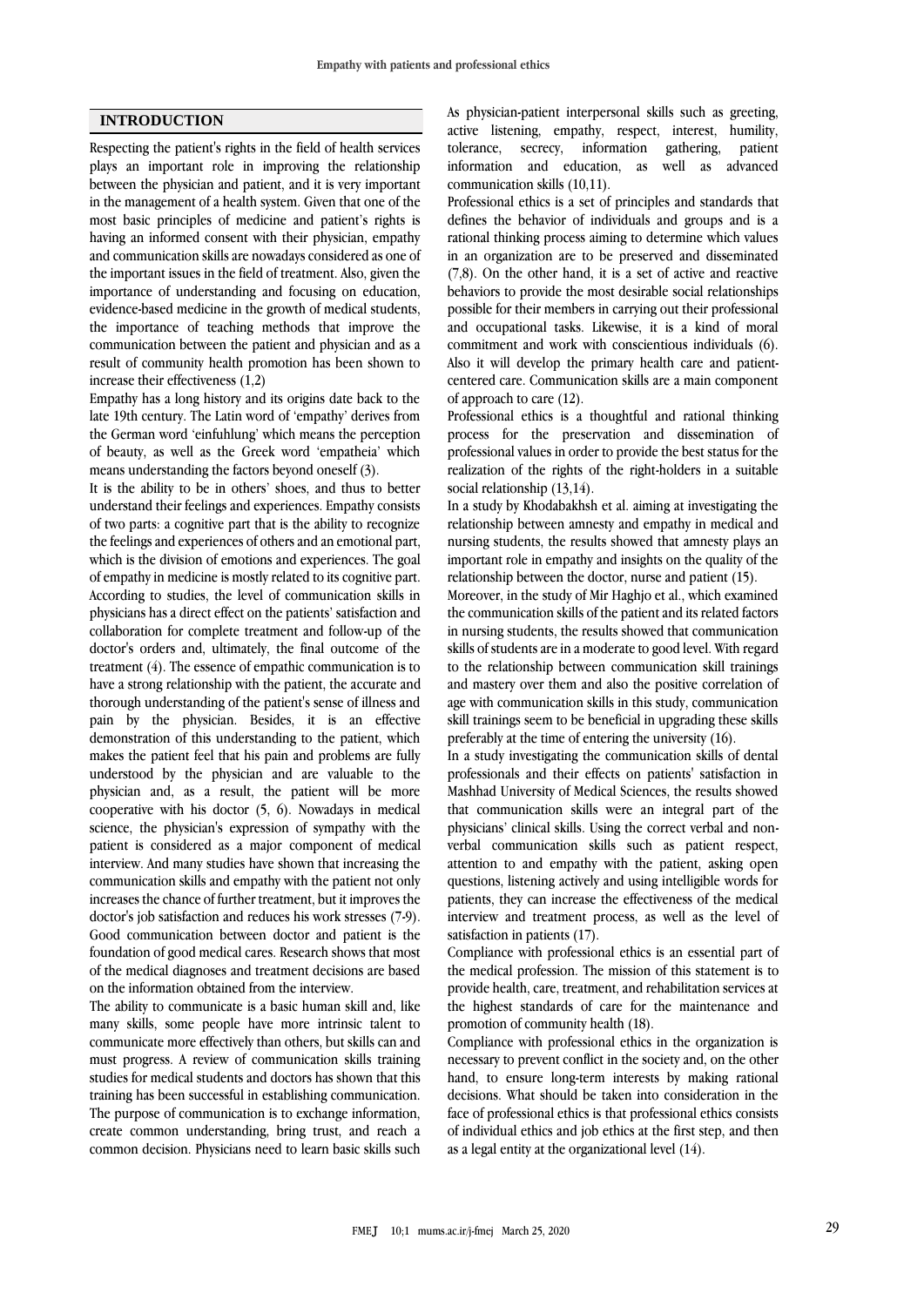## INTRODUCTION

Respecting the patient's rights in the field of health services plays an important role in improving the relationship between the physician and patient, and it is very important in the management of a health system. Given that one of the most basic principles of medicine and patient's rights is having an informed consent with their physician, empathy and communication skills are nowadays considered as one of the important issues in the field of treatment. Also, given the importance of understanding and focusing on education, evidence-based medicine in the growth of medical students, the importance of teaching methods that improve the communication between the patient and physician and as a result of community health promotion has been shown to increase their effectiveness (1,2)

Empathy has a long history and its origins date back to the late 19th century. The Latin word of 'empathy' derives from the German word 'einfuhlung' which means the perception of beauty, as well as the Greek word 'empatheia' which means understanding the factors beyond oneself (3).

It is the ability to be in others' shoes, and thus to better understand their feelings and experiences. Empathy consists of two parts: a cognitive part that is the ability to recognize the feelings and experiences of others and an emotional part, which is the division of emotions and experiences. The goal of empathy in medicine is mostly related to its cognitive part. According to studies, the level of communication skills in physicians has a direct effect on the patients' satisfaction and collaboration for complete treatment and follow-up of the doctor's orders and, ultimately, the final outcome of the treatment (4). The essence of empathic communication is to have a strong relationship with the patient, the accurate and thorough understanding of the patient's sense of illness and pain by the physician. Besides, it is an effective demonstration of this understanding to the patient, which makes the patient feel that his pain and problems are fully understood by the physician and are valuable to the physician and, as a result, the patient will be more cooperative with his doctor (5, 6). Nowadays in medical science, the physician's expression of sympathy with the patient is considered as a major component of medical interview. And many studies have shown that increasing the communication skills and empathy with the patient not only increases the chance of further treatment, but it improves the doctor's job satisfaction and reduces his work stresses (7-9). Good communication between doctor and patient is the foundation of good medical cares. Research shows that most of the medical diagnoses and treatment decisions are based on the information obtained from the interview.

The ability to communicate is a basic human skill and, like many skills, some people have more intrinsic talent to communicate more effectively than others, but skills can and must progress. A review of communication skills training studies for medical students and doctors has shown that this training has been successful in establishing communication. The purpose of communication is to exchange information, create common understanding, bring trust, and reach a common decision. Physicians need to learn basic skills such As physician-patient interpersonal skills such as greeting, active listening, empathy, respect, interest, humility, tolerance, secrecy, information gathering, patient information and education, as well as advanced communication skills (10,11).

Professional ethics is a set of principles and standards that defines the behavior of individuals and groups and is a rational thinking process aiming to determine which values in an organization are to be preserved and disseminated (7,8). On the other hand, it is a set of active and reactive behaviors to provide the most desirable social relationships possible for their members in carrying out their professional and occupational tasks. Likewise, it is a kind of moral commitment and work with conscientious individuals (6). Also it will develop the primary health care and patient-centered care. Communication skills are a main component of approach to care (12).

Professional ethics is a thoughtful and rational thinking process for the preservation and dissemination of professional values in order to provide the best status for the realization of the rights of the right-holders in a suitable social relationship (13,14).

In a study by Khodabakhsh et al. aiming at investigating the relationship between amnesty and empathy in medical and nursing students, the results showed that amnesty plays an important role in empathy and insights on the quality of the relationship between the doctor, nurse and patient (15).

Moreover, in the study of Mir Haghjo et al., which examined the communication skills of the patient and its related factors in nursing students, the results showed that communication skills of students are in a moderate to good level. With regard to the relationship between communication skill trainings and mastery over them and also the positive correlation of age with communication skills in this study, communication skill trainings seem to be beneficial in upgrading these skills preferably at the time of entering the university (16).

In a study investigating the communication skills of dental professionals and their effects on patients' satisfaction in Mashhad University of Medical Sciences, the results showed that communication skills were an integral part of the physicians' clinical skills. Using the correct verbal and non-verbal communication skills such as patient respect, attention to and empathy with the patient, asking open questions, listening actively and using intelligible words for patients, they can increase the effectiveness of the medical interview and treatment process, as well as the level of satisfaction in patients (17).

Compliance with professional ethics is an essential part of the medical profession. The mission of this statement is to provide health, care, treatment, and rehabilitation services at the highest standards of care for the maintenance and promotion of community health (18).

Compliance with professional ethics in the organization is necessary to prevent conflict in the society and, on the other hand, to ensure long-term interests by making rational decisions. What should be taken into consideration in the face of professional ethics is that professional ethics consists of individual ethics and job ethics at the first step, and then as a legal entity at the organizational level (14).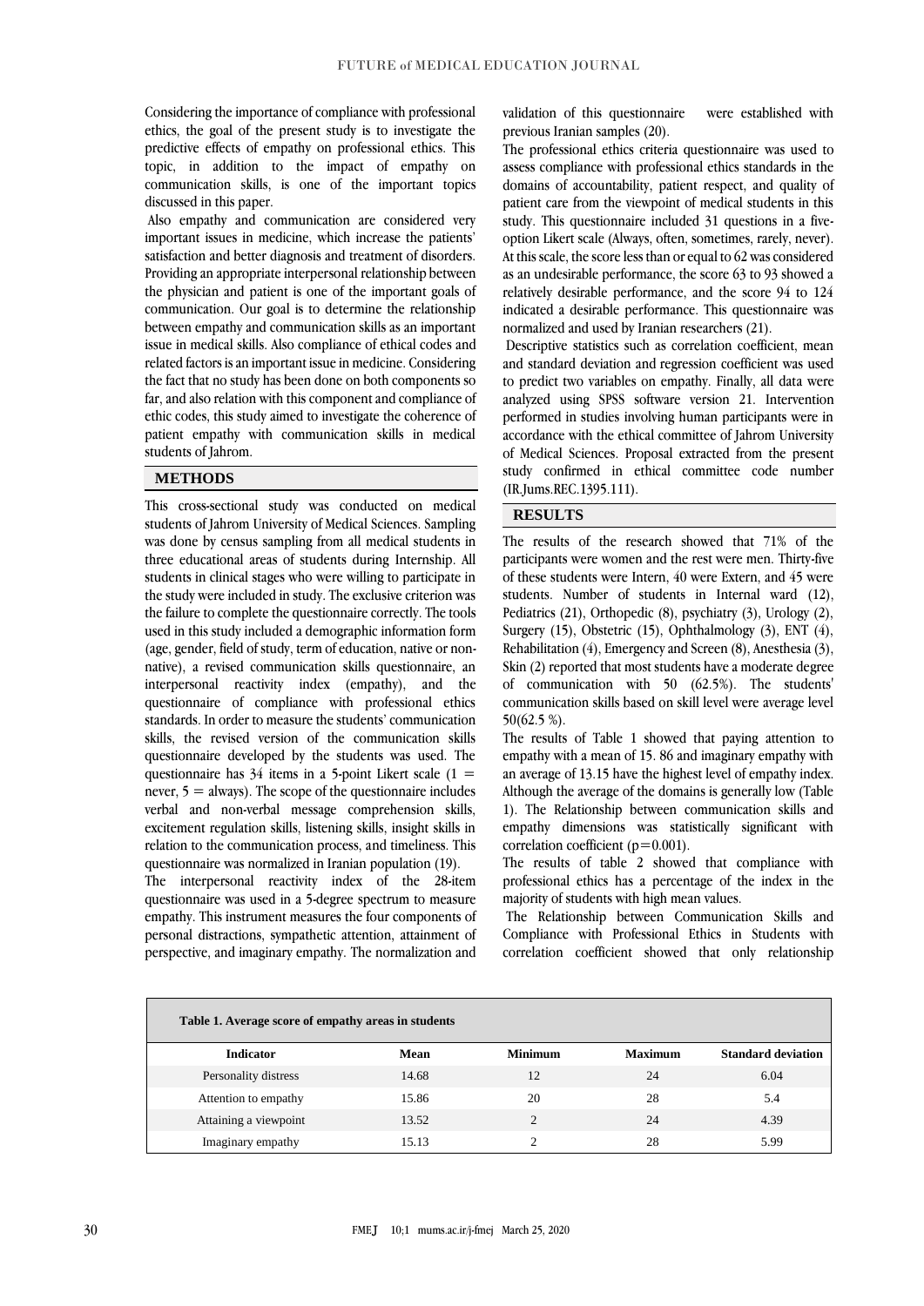Considering the importance of compliance with professional ethics, the goal of the present study is to investigate the predictive effects of empathy on professional ethics. This topic, in addition to the impact of empathy on communication skills, is one of the important topics discussed in this paper.

Also empathy and communication are considered very important issues in medicine, which increase the patients' satisfaction and better diagnosis and treatment of disorders. Providing an appropriate interpersonal relationship between the physician and patient is one of the important goals of communication. Our goal is to determine the relationship between empathy and communication skills as an important issue in medical skills. Also compliance of ethical codes and related factors is an important issue in medicine. Considering the fact that no study has been done on both components so far, and also relation with this component and compliance of ethic codes, this study aimed to investigate the coherence of patient empathy with communication skills in medical students of Jahrom.

## METHODS

This cross-sectional study was conducted on medical students of Jahrom University of Medical Sciences. Sampling was done by census sampling from all medical students in three educational areas of students during Internship. All students in clinical stages who were willing to participate in the study were included in study. The exclusive criterion was the failure to complete the questionnaire correctly. The tools used in this study included a demographic information form (age, gender, field of study, term of education, native or non-native), a revised communication skills questionnaire, an interpersonal reactivity index (empathy), and the questionnaire of compliance with professional ethics standards. In order to measure the students' communication skills, the revised version of the communication skills questionnaire developed by the students was used. The questionnaire has 34 items in a 5-point Likert scale (1 = never, 5 = always). The scope of the questionnaire includes verbal and non-verbal message comprehension skills, excitement regulation skills, listening skills, insight skills in relation to the communication process, and timeliness. This questionnaire was normalized in Iranian population (19).

The interpersonal reactivity index of the 28-item questionnaire was used in a 5-degree spectrum to measure empathy. This instrument measures the four components of personal distractions, sympathetic attention, attainment of perspective, and imaginary empathy. The normalization and validation of this questionnaire were established with previous Iranian samples (20).

The professional ethics criteria questionnaire was used to assess compliance with professional ethics standards in the domains of accountability, patient respect, and quality of patient care from the viewpoint of medical students in this study. This questionnaire included 31 questions in a five-option Likert scale (Always, often, sometimes, rarely, never). At this scale, the score less than or equal to 62 was considered as an undesirable performance, the score 63 to 93 showed a relatively desirable performance, and the score 94 to 124 indicated a desirable performance. This questionnaire was normalized and used by Iranian researchers (21).

Descriptive statistics such as correlation coefficient, mean and standard deviation and regression coefficient was used to predict two variables on empathy. Finally, all data were analyzed using SPSS software version 21. Intervention performed in studies involving human participants were in accordance with the ethical committee of Jahrom University of Medical Sciences. Proposal extracted from the present study confirmed in ethical committee code number (IR.Jums.REC.1395.111).

## RESULTS

The results of the research showed that 71% of the participants were women and the rest were men. Thirty-five of these students were Intern, 40 were Extern, and 45 were students. Number of students in Internal ward (12), Pediatrics (21), Orthopedic (8), psychiatry (3), Urology (2), Surgery (15), Obstetric (15), Ophthalmology (3), ENT (4), Rehabilitation (4), Emergency and Screen (8), Anesthesia (3), Skin (2) reported that most students have a moderate degree of communication with 50 (62.5%). The students' communication skills based on skill level were average level 50(62.5 %).

The results of Table 1 showed that paying attention to empathy with a mean of 15. 86 and imaginary empathy with an average of 13.15 have the highest level of empathy index. Although the average of the domains is generally low (Table 1). The Relationship between communication skills and empathy dimensions was statistically significant with correlation coefficient ($p=0.001$).

The results of table 2 showed that compliance with professional ethics has a percentage of the index in the majority of students with high mean values.

The Relationship between Communication Skills and Compliance with Professional Ethics in Students with correlation coefficient showed that only relationship

**Table 1. Average score of empathy areas in students**

| Indicator | Mean | Minimum | Maximum | Standard deviation |
|---|---|---|---|---|
| Personality distress | 14.68 | 12 | 24 | 6.04 |
| Attention to empathy | 15.86 | 20 | 28 | 5.4 |
| Attaining a viewpoint | 13.52 | 2 | 24 | 4.39 |
| Imaginary empathy | 15.13 | 2 | 28 | 5.99 |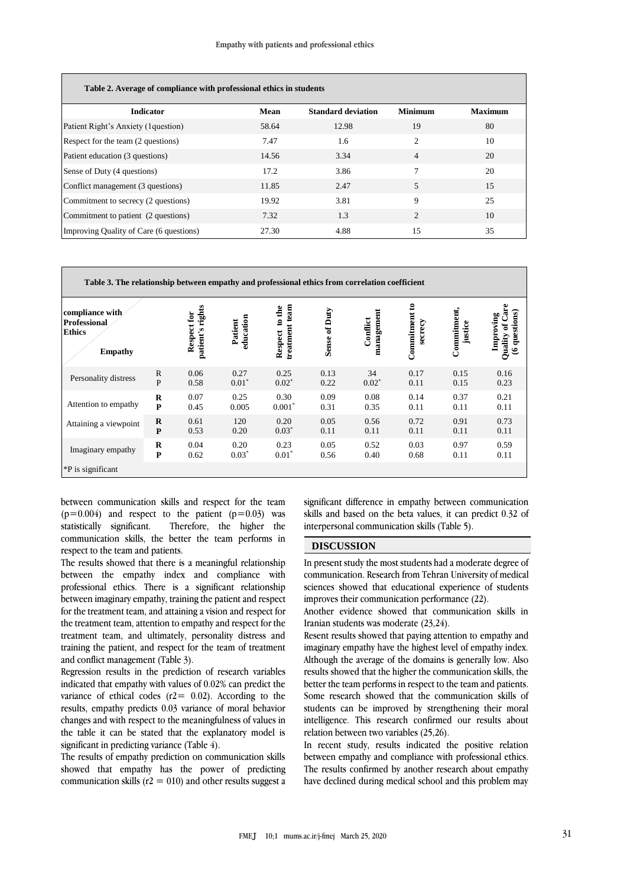**Table 2. Average of compliance with professional ethics in students**

| Indicator | Mean | Standard deviation | Minimum | Maximum |
|---|---|---|---|---|
| Patient Right's Anxiety (1question) | 58.64 | 12.98 | 19 | 80 |
| Respect for the team (2 questions) | 7.47 | 1.6 | 2 | 10 |
| Patient education (3 questions) | 14.56 | 3.34 | 4 | 20 |
| Sense of Duty (4 questions) | 17.2 | 3.86 | 7 | 20 |
| Conflict management (3 questions) | 11.85 | 2.47 | 5 | 15 |
| Commitment to secrecy (2 questions) | 19.92 | 3.81 | 9 | 25 |
| Commitment to patient (2 questions) | 7.32 | 1.3 | 2 | 10 |
| Improving Quality of Care (6 questions) | 27.30 | 4.88 | 15 | 35 |

**Table 3. The relationship between empathy and professional ethics from correlation coefficient**

| compliance with Professional Ethics / Empathy | | Respect for patient's rights | Patient education | Respect to the treatment team | Sense of Duty | Conflict management | Commitment to secrecy | Commitment, justice | Improving Quality of Care (6 questions) |
|---|---|---|---|---|---|---|---|---|---|
| Personality distress | R | 0.06 | 0.27 | 0.25 | 0.13 | 34 | 0.17 | 0.15 | 0.16 |
| | P | 0.58 | 0.01* | 0.02* | 0.22 | 0.02* | 0.11 | 0.15 | 0.23 |
| Attention to empathy | R | 0.07 | 0.25 | 0.30 | 0.09 | 0.08 | 0.14 | 0.37 | 0.21 |
| | P | 0.45 | 0.005 | 0.001* | 0.31 | 0.35 | 0.11 | 0.11 | 0.11 |
| Attaining a viewpoint | R | 0.61 | 120 | 0.20 | 0.05 | 0.56 | 0.72 | 0.91 | 0.73 |
| | P | 0.53 | 0.20 | 0.03* | 0.11 | 0.11 | 0.11 | 0.11 | 0.11 |
| Imaginary empathy | R | 0.04 | 0.20 | 0.23 | 0.05 | 0.52 | 0.03 | 0.97 | 0.59 |
| | P | 0.62 | 0.03* | 0.01* | 0.56 | 0.40 | 0.68 | 0.11 | 0.11 |

*P is significant

between communication skills and respect for the team ($p=0.004$) and respect to the patient ($p=0.03$) was statistically significant. Therefore, the higher the communication skills, the better the team performs in respect to the team and patients.

The results showed that there is a meaningful relationship between the empathy index and compliance with professional ethics. There is a significant relationship between imaginary empathy, training the patient and respect for the treatment team, and attaining a vision and respect for the treatment team, attention to empathy and respect for the treatment team, and ultimately, personality distress and training the patient, and respect for the team of treatment and conflict management (Table 3).

Regression results in the prediction of research variables indicated that empathy with values of 0.02% can predict the variance of ethical codes ($r2= 0.02$). According to the results, empathy predicts 0.03 variance of moral behavior changes and with respect to the meaningfulness of values in the table it can be stated that the explanatory model is significant in predicting variance (Table 4).

The results of empathy prediction on communication skills showed that empathy has the power of predicting communication skills ($r2 = 010$) and other results suggest a significant difference in empathy between communication skills and based on the beta values, it can predict 0.32 of interpersonal communication skills (Table 5).

## DISCUSSION

In present study the most students had a moderate degree of communication. Research from Tehran University of medical sciences showed that educational experience of students improves their communication performance (22).

Another evidence showed that communication skills in Iranian students was moderate (23,24).

Resent results showed that paying attention to empathy and imaginary empathy have the highest level of empathy index. Although the average of the domains is generally low. Also results showed that the higher the communication skills, the better the team performs in respect to the team and patients. Some research showed that the communication skills of students can be improved by strengthening their moral intelligence. This research confirmed our results about relation between two variables (25,26).

In recent study, results indicated the positive relation between empathy and compliance with professional ethics. The results confirmed by another research about empathy have declined during medical school and this problem may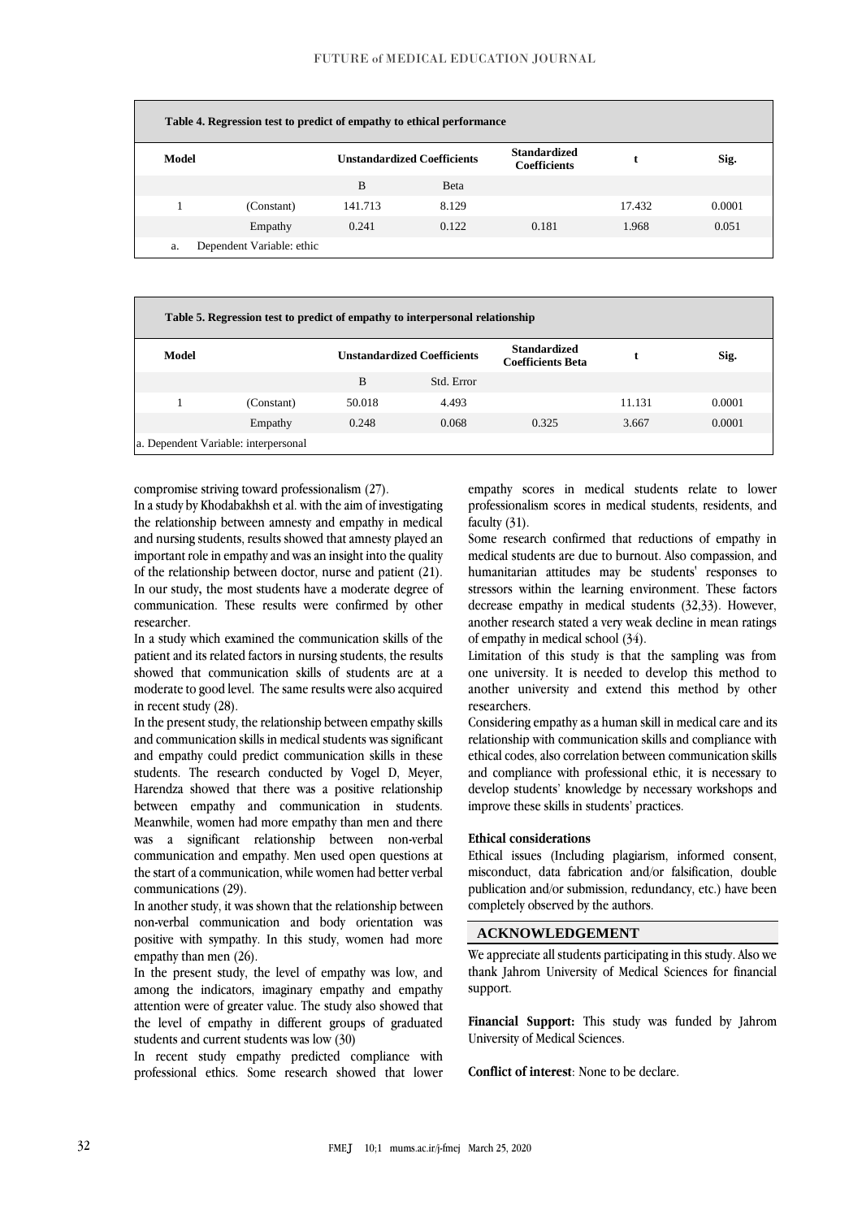**Table 4. Regression test to predict of empathy to ethical performance**

| Model | | Unstandardized Coefficients | | Standardized Coefficients | t | Sig. |
|---|---|---|---|---|---|---|
| | | B | Beta | | | |
| 1 | (Constant) | 141.713 | 8.129 | | 17.432 | 0.0001 |
| | Empathy | 0.241 | 0.122 | 0.181 | 1.968 | 0.051 |
| a. | Dependent Variable: ethic | | | | | |

**Table 5. Regression test to predict of empathy to interpersonal relationship**

| Model | | Unstandardized Coefficients | | Standardized Coefficients Beta | t | Sig. |
|---|---|---|---|---|---|---|
| | | B | Std. Error | | | |
| 1 | (Constant) | 50.018 | 4.493 | | 11.131 | 0.0001 |
| | Empathy | 0.248 | 0.068 | 0.325 | 3.667 | 0.0001 |
| a. Dependent Variable: interpersonal | | | | | | |

compromise striving toward professionalism (27).

In a study by Khodabakhsh et al. with the aim of investigating the relationship between amnesty and empathy in medical and nursing students, results showed that amnesty played an important role in empathy and was an insight into the quality of the relationship between doctor, nurse and patient (21). In our study, the most students have a moderate degree of communication. These results were confirmed by other researcher.

In a study which examined the communication skills of the patient and its related factors in nursing students, the results showed that communication skills of students are at a moderate to good level. The same results were also acquired in recent study (28).

In the present study, the relationship between empathy skills and communication skills in medical students was significant and empathy could predict communication skills in these students. The research conducted by Vogel D, Meyer, Harendza showed that there was a positive relationship between empathy and communication in students. Meanwhile, women had more empathy than men and there was a significant relationship between non-verbal communication and empathy. Men used open questions at the start of a communication, while women had better verbal communications (29).

In another study, it was shown that the relationship between non-verbal communication and body orientation was positive with sympathy. In this study, women had more empathy than men (26).

In the present study, the level of empathy was low, and among the indicators, imaginary empathy and empathy attention were of greater value. The study also showed that the level of empathy in different groups of graduated students and current students was low (30)

In recent study empathy predicted compliance with professional ethics. Some research showed that lower empathy scores in medical students relate to lower professionalism scores in medical students, residents, and faculty (31).

Some research confirmed that reductions of empathy in medical students are due to burnout. Also compassion, and humanitarian attitudes may be students' responses to stressors within the learning environment. These factors decrease empathy in medical students (32,33). However, another research stated a very weak decline in mean ratings of empathy in medical school (34).

Limitation of this study is that the sampling was from one university. It is needed to develop this method to another university and extend this method by other researchers.

Considering empathy as a human skill in medical care and its relationship with communication skills and compliance with ethical codes, also correlation between communication skills and compliance with professional ethic, it is necessary to develop students' knowledge by necessary workshops and improve these skills in students' practices.

**Ethical considerations**

Ethical issues (Including plagiarism, informed consent, misconduct, data fabrication and/or falsification, double publication and/or submission, redundancy, etc.) have been completely observed by the authors.

## ACKNOWLEDGEMENT

We appreciate all students participating in this study. Also we thank Jahrom University of Medical Sciences for financial support.

**Financial Support:** This study was funded by Jahrom University of Medical Sciences.

**Conflict of interest**: None to be declare.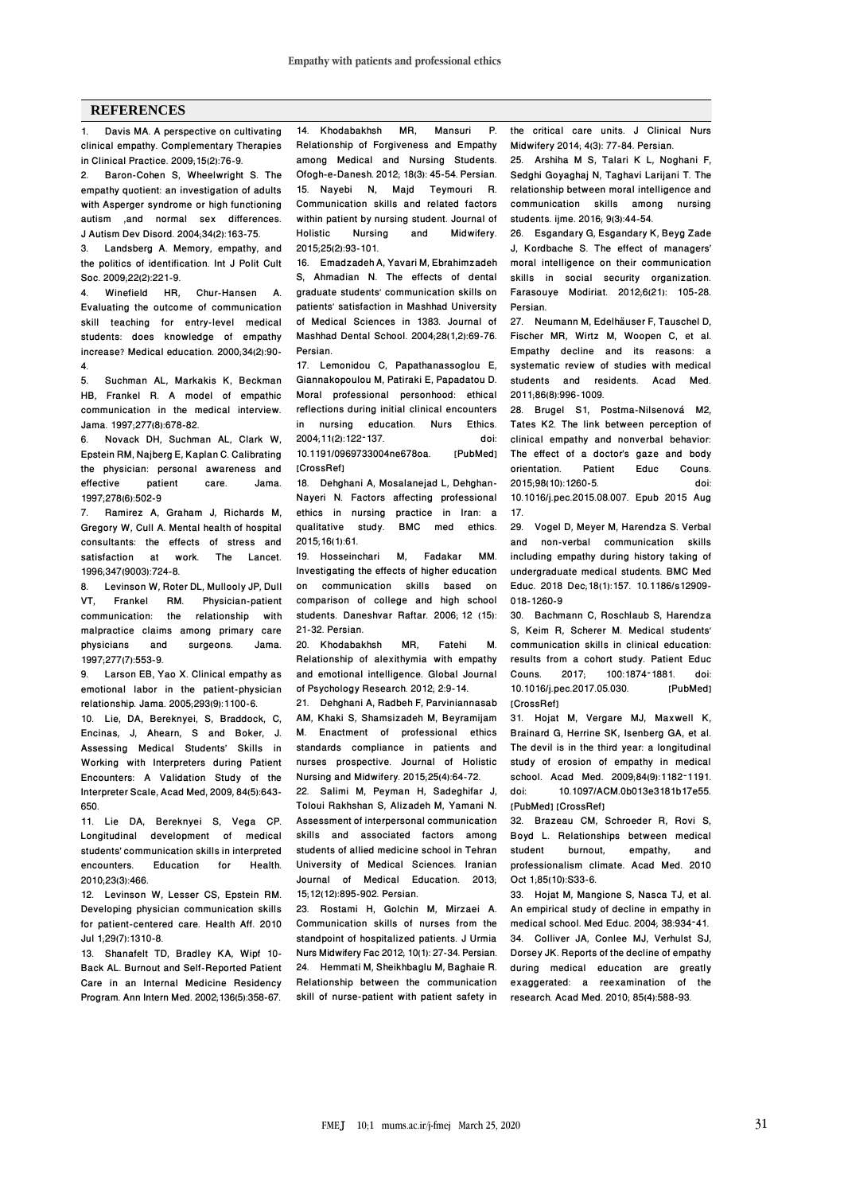## REFERENCES

1. Davis MA. A perspective on cultivating clinical empathy. Complementary Therapies in Clinical Practice. 2009;15(2):76-9.
2. Baron-Cohen S, Wheelwright S. The empathy quotient: an investigation of adults with Asperger syndrome or high functioning autism ,and normal sex differences. J Autism Dev Disord. 2004;34(2):163-75.
3. Landsberg A. Memory, empathy, and the politics of identification. Int J Polit Cult Soc. 2009;22(2):221-9.
4. Winefield HR, Chur-Hansen A. Evaluating the outcome of communication skill teaching for entry-level medical students: does knowledge of empathy increase? Medical education. 2000;34(2):90-4.
5. Suchman AL, Markakis K, Beckman HB, Frankel R. A model of empathic communication in the medical interview. Jama. 1997;277(8):678-82.
6. Novack DH, Suchman AL, Clark W, Epstein RM, Najberg E, Kaplan C. Calibrating the physician: personal awareness and effective patient care. Jama. 1997;278(6):502-9
7. Ramirez A, Graham J, Richards M, Gregory W, Cull A. Mental health of hospital consultants: the effects of stress and satisfaction at work. The Lancet. 1996;347(9003):724-8.
8. Levinson W, Roter DL, Mullooly JP, Dull VT, Frankel RM. Physician-patient communication: the relationship with malpractice claims among primary care physicians and surgeons. Jama. 1997;277(7):553-9.
9. Larson EB, Yao X. Clinical empathy as emotional labor in the patient-physician relationship. Jama. 2005;293(9):1100-6.
10. Lie, DA, Bereknyei, S, Braddock, C, Encinas, J, Ahearn, S and Boker, J. Assessing Medical Students' Skills in Working with Interpreters during Patient Encounters: A Validation Study of the Interpreter Scale, Acad Med, 2009, 84(5):643-650.
11. Lie DA, Bereknyei S, Vega CP. Longitudinal development of medical students' communication skills in interpreted encounters. Education for Health. 2010;23(3):466.
12. Levinson W, Lesser CS, Epstein RM. Developing physician communication skills for patient-centered care. Health Aff. 2010 Jul 1;29(7):1310-8.
13. Shanafelt TD, Bradley KA, Wipf 10-Back AL. Burnout and Self-Reported Patient Care in an Internal Medicine Residency Program. Ann Intern Med. 2002;136(5):358-67.
14. Khodabakhsh MR, Mansuri P. Relationship of Forgiveness and Empathy among Medical and Nursing Students. Ofogh-e-Danesh. 2012; 18(3): 45-54. Persian.
15. Nayebi N, Majd Teymouri R. Communication skills and related factors within patient by nursing student. Journal of Holistic Nursing and Midwifery. 2015;25(2):93-101.
16. Emadzadeh A, Yavari M, Ebrahimzadeh S, Ahmadian N. The effects of dental graduate students' communication skills on patients' satisfaction in Mashhad University of Medical Sciences in 1383. Journal of Mashhad Dental School. 2004;28(1,2):69-76. Persian.
17. Lemonidou C, Papathanassoglou E, Giannakopoulou M, Patiraki E, Papadatou D. Moral professional personhood: ethical reflections during initial clinical encounters in nursing education. Nurs Ethics. 2004;11(2):122-137. doi: 10.1191/0969733004ne678oa. [PubMed] [CrossRef]
18. Dehghani A, Mosalanejad L, Dehghan-Nayeri N. Factors affecting professional ethics in nursing practice in Iran: a qualitative study. BMC med ethics. 2015;16(1):61.
19. Hosseinchari M, Fadakar MM. Investigating the effects of higher education on communication skills based on comparison of college and high school students. Daneshvar Raftar. 2006; 12 (15): 21-32. Persian.
20. Khodabakhsh MR, Fatehi M. Relationship of alexithymia with empathy and emotional intelligence. Global Journal of Psychology Research. 2012; 2:9-14.
21. Dehghani A, Radbeh F, Parviniannasab AM, Khaki S, Shamsizadeh M, Beyramijam M. Enactment of professional ethics standards compliance in patients and nurses prospective. Journal of Holistic Nursing and Midwifery. 2015;25(4):64-72.
22. Salimi M, Peyman H, Sadeghifar J, Toloui Rakhshan S, Alizadeh M, Yamani N. Assessment of interpersonal communication skills and associated factors among students of allied medicine school in Tehran University of Medical Sciences. Iranian Journal of Medical Education. 2013; 15;12(12):895-902. Persian.
23. Rostami H, Golchin M, Mirzaei A. Communication skills of nurses from the standpoint of hospitalized patients. J Urmia Nurs Midwifery Fac 2012; 10(1): 27-34. Persian.
24. Hemmati M, Sheikhbaglu M, Baghaie R. Relationship between the communication skill of nurse-patient with patient safety in the critical care units. J Clinical Nurs Midwifery 2014; 4(3): 77-84. Persian.
25. Arshiha M S, Talari K L, Noghani F, Sedghi Goyaghaj N, Taghavi Larijani T. The relationship between moral intelligence and communication skills among nursing students. ijme. 2016; 9(3):44-54.
26. Esgandary G, Esgandary K, Beyg Zade J, Kordbache S. The effect of managers' moral intelligence on their communication skills in social security organization. Farasouye Modiriat. 2012;6(21): 105-28. Persian.
27. Neumann M, Edelhäuser F, Tauschel D, Fischer MR, Wirtz M, Woopen C, et al. Empathy decline and its reasons: a systematic review of studies with medical students and residents. Acad Med. 2011;86(8):996-1009.
28. Brugel S1, Postma-Nilsenová M2, Tates K2. The link between perception of clinical empathy and nonverbal behavior: The effect of a doctor's gaze and body orientation. Patient Educ Couns. 2015;98(10):1260-5. doi: 10.1016/j.pec.2015.08.007. Epub 2015 Aug 17.
29. Vogel D, Meyer M, Harendza S. Verbal and non-verbal communication skills including empathy during history taking of undergraduate medical students. BMC Med Educ. 2018 Dec;18(1):157. 10.1186/s12909-018-1260-9
30. Bachmann C, Roschlaub S, Harendza S, Keim R, Scherer M. Medical students' communication skills in clinical education: results from a cohort study. Patient Educ Couns. 2017; 100:1874-1881. doi: 10.1016/j.pec.2017.05.030. [PubMed] [CrossRef]
31. Hojat M, Vergare MJ, Maxwell K, Brainard G, Herrine SK, Isenberg GA, et al. The devil is in the third year: a longitudinal study of erosion of empathy in medical school. Acad Med. 2009;84(9):1182-1191. doi: 10.1097/ACM.0b013e3181b17e55. [PubMed] [CrossRef]
32. Brazeau CM, Schroeder R, Rovi S, Boyd L. Relationships between medical student burnout, empathy, and professionalism climate. Acad Med. 2010 Oct 1;85(10):S33-6.
33. Hojat M, Mangione S, Nasca TJ, et al. An empirical study of decline in empathy in medical school. Med Educ. 2004; 38:934-41.
34. Colliver JA, Conlee MJ, Verhulst SJ, Dorsey JK. Reports of the decline of empathy during medical education are greatly exaggerated: a reexamination of the research. Acad Med. 2010; 85(4):588-93.